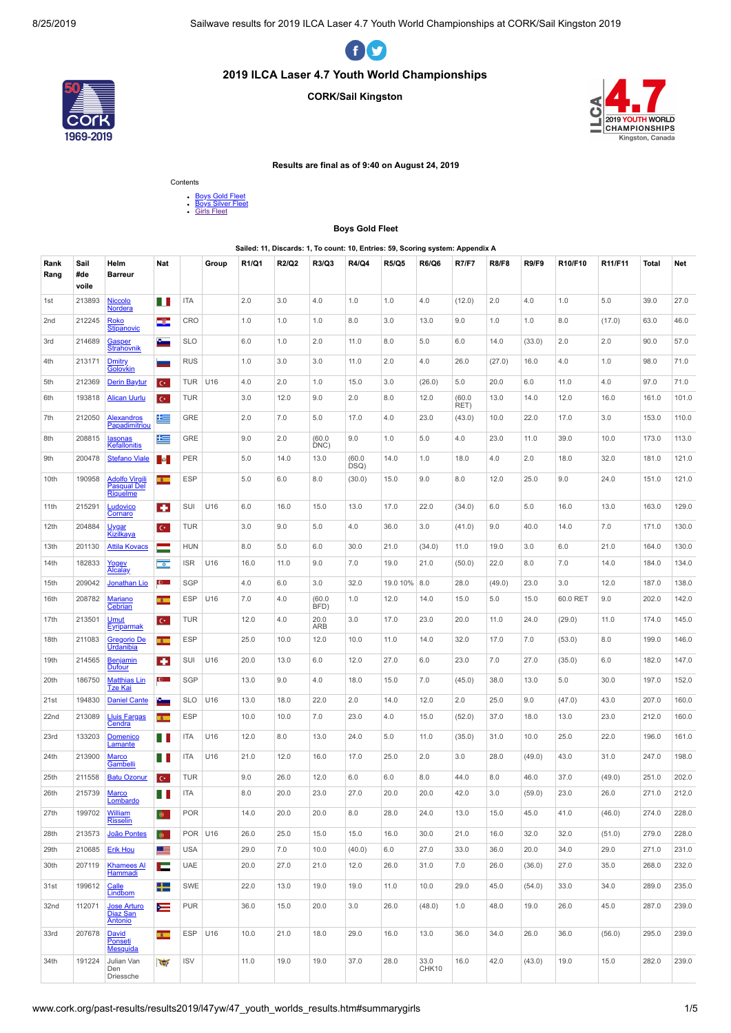# 2019 ILCA Laser 4.7 Youth World Championships

**CORK/Sail Kingston**

**Results are final as of 9:40 on August 24, 2019**

Contents

- Boys Gold Fleet
- Boys Silver Fleet
- Girls Fleet

### Boys Gold Fleet

**Sailed: 11, Discards: 1, To count: 10, Entries: 59, Scoring system: Appendix A**

| Rank Rang | Sail #de voile | Helm Barreur | Nat | | Group | R1/Q1 | R2/Q2 | R3/Q3 | R4/Q4 | R5/Q5 | R6/Q6 | R7/F7 | R8/F8 | R9/F9 | R10/F10 | R11/F11 | Total | Net |
|---|---|---|---|---|---|---|---|---|---|---|---|---|---|---|---|---|---|---|
| 1st | 213893 | Niccolo Nordera | | ITA | | 2.0 | 3.0 | 4.0 | 1.0 | 1.0 | 4.0 | (12.0) | 2.0 | 4.0 | 1.0 | 5.0 | 39.0 | 27.0 |
| 2nd | 212245 | Roko Stipanovic | | CRO | | 1.0 | 1.0 | 1.0 | 8.0 | 3.0 | 13.0 | 9.0 | 1.0 | 1.0 | 8.0 | (17.0) | 63.0 | 46.0 |
| 3rd | 214689 | Gasper Strahovnik | | SLO | | 6.0 | 1.0 | 2.0 | 11.0 | 8.0 | 5.0 | 6.0 | 14.0 | (33.0) | 2.0 | 2.0 | 90.0 | 57.0 |
| 4th | 213171 | Dmitry Golovkin | | RUS | | 1.0 | 3.0 | 3.0 | 11.0 | 2.0 | 4.0 | 26.0 | (27.0) | 16.0 | 4.0 | 1.0 | 98.0 | 71.0 |
| 5th | 212369 | Derin Baytur | | TUR | U16 | 4.0 | 2.0 | 1.0 | 15.0 | 3.0 | (26.0) | 5.0 | 20.0 | 6.0 | 11.0 | 4.0 | 97.0 | 71.0 |
| 6th | 193818 | Alican Uurlu | | TUR | | 3.0 | 12.0 | 9.0 | 2.0 | 8.0 | 12.0 | (60.0 RET) | 13.0 | 14.0 | 12.0 | 16.0 | 161.0 | 101.0 |
| 7th | 212050 | Alexandros Papadimitriou | | GRE | | 2.0 | 7.0 | 5.0 | 17.0 | 4.0 | 23.0 | (43.0) | 10.0 | 22.0 | 17.0 | 3.0 | 153.0 | 110.0 |
| 8th | 208815 | Iasonas Kefallonitis | | GRE | | 9.0 | 2.0 | (60.0 DNC) | 9.0 | 1.0 | 5.0 | 4.0 | 23.0 | 11.0 | 39.0 | 10.0 | 173.0 | 113.0 |
| 9th | 200478 | Stefano Viale | | PER | | 5.0 | 14.0 | 13.0 | (60.0 DSQ) | 14.0 | 1.0 | 18.0 | 4.0 | 2.0 | 18.0 | 32.0 | 181.0 | 121.0 |
| 10th | 190958 | Adolfo Virgili Pasqual Del Riquelme | | ESP | | 5.0 | 6.0 | 8.0 | (30.0) | 15.0 | 9.0 | 8.0 | 12.0 | 25.0 | 9.0 | 24.0 | 151.0 | 121.0 |
| 11th | 215291 | Ludovico Cornaro | | SUI | U16 | 6.0 | 16.0 | 15.0 | 13.0 | 17.0 | 22.0 | (34.0) | 6.0 | 5.0 | 16.0 | 13.0 | 163.0 | 129.0 |
| 12th | 204884 | Uygar Kizilkaya | | TUR | | 3.0 | 9.0 | 5.0 | 4.0 | 36.0 | 3.0 | (41.0) | 9.0 | 40.0 | 14.0 | 7.0 | 171.0 | 130.0 |
| 13th | 201130 | Attila Kovacs | | HUN | | 8.0 | 5.0 | 6.0 | 30.0 | 21.0 | (34.0) | 11.0 | 19.0 | 3.0 | 6.0 | 21.0 | 164.0 | 130.0 |
| 14th | 182833 | Yogev Alcalay | | ISR | U16 | 16.0 | 11.0 | 9.0 | 7.0 | 19.0 | 21.0 | (50.0) | 22.0 | 8.0 | 7.0 | 14.0 | 184.0 | 134.0 |
| 15th | 209042 | Jonathan Lio | | SGP | | 4.0 | 6.0 | 3.0 | 32.0 | 19.0 10% | 8.0 | 28.0 | (49.0) | 23.0 | 3.0 | 12.0 | 187.0 | 138.0 |
| 16th | 208782 | Mariano Cebrian | | ESP | U16 | 7.0 | 4.0 | (60.0 BFD) | 1.0 | 12.0 | 14.0 | 15.0 | 5.0 | 15.0 | 60.0 RET | 9.0 | 202.0 | 142.0 |
| 17th | 213501 | Umut Eyriparmak | | TUR | | 12.0 | 4.0 | 20.0 ARB | 3.0 | 17.0 | 23.0 | 20.0 | 11.0 | 24.0 | (29.0) | 11.0 | 174.0 | 145.0 |
| 18th | 211083 | Gregorio De Urdanibia | | ESP | | 25.0 | 10.0 | 12.0 | 10.0 | 11.0 | 14.0 | 32.0 | 17.0 | 7.0 | (53.0) | 8.0 | 199.0 | 146.0 |
| 19th | 214565 | Benjamin Dufour | | SUI | U16 | 20.0 | 13.0 | 6.0 | 12.0 | 27.0 | 6.0 | 23.0 | 7.0 | 27.0 | (35.0) | 6.0 | 182.0 | 147.0 |
| 20th | 186750 | Matthias Lin Tze Kai | | SGP | | 13.0 | 9.0 | 4.0 | 18.0 | 15.0 | 7.0 | (45.0) | 38.0 | 13.0 | 5.0 | 30.0 | 197.0 | 152.0 |
| 21st | 194830 | Daniel Cante | | SLO | U16 | 13.0 | 18.0 | 22.0 | 2.0 | 14.0 | 12.0 | 2.0 | 25.0 | 9.0 | (47.0) | 43.0 | 207.0 | 160.0 |
| 22nd | 213089 | Lluis Fargas Cendra | | ESP | | 10.0 | 10.0 | 7.0 | 23.0 | 4.0 | 15.0 | (52.0) | 37.0 | 18.0 | 13.0 | 23.0 | 212.0 | 160.0 |
| 23rd | 133203 | Domenico Lamante | | ITA | U16 | 12.0 | 8.0 | 13.0 | 24.0 | 5.0 | 11.0 | (35.0) | 31.0 | 10.0 | 25.0 | 22.0 | 196.0 | 161.0 |
| 24th | 213900 | Marco Gambelli | | ITA | U16 | 21.0 | 12.0 | 16.0 | 17.0 | 25.0 | 2.0 | 3.0 | 28.0 | (49.0) | 43.0 | 31.0 | 247.0 | 198.0 |
| 25th | 211558 | Batu Ozonur | | TUR | | 9.0 | 26.0 | 12.0 | 6.0 | 6.0 | 8.0 | 44.0 | 8.0 | 46.0 | 37.0 | (49.0) | 251.0 | 202.0 |
| 26th | 215739 | Marco Lombardo | | ITA | | 8.0 | 20.0 | 23.0 | 27.0 | 20.0 | 20.0 | 42.0 | 3.0 | (59.0) | 23.0 | 26.0 | 271.0 | 212.0 |
| 27th | 199702 | William Risselin | | POR | | 14.0 | 20.0 | 20.0 | 8.0 | 28.0 | 24.0 | 13.0 | 15.0 | 45.0 | 41.0 | (46.0) | 274.0 | 228.0 |
| 28th | 213573 | João Pontes | | POR | U16 | 26.0 | 25.0 | 15.0 | 15.0 | 16.0 | 30.0 | 21.0 | 16.0 | 32.0 | 32.0 | (51.0) | 279.0 | 228.0 |
| 29th | 210685 | Erik Hou | | USA | | 29.0 | 7.0 | 10.0 | (40.0) | 6.0 | 27.0 | 33.0 | 36.0 | 20.0 | 34.0 | 29.0 | 271.0 | 231.0 |
| 30th | 207119 | Khamees Al Hammadi | | UAE | | 20.0 | 27.0 | 21.0 | 12.0 | 26.0 | 31.0 | 7.0 | 26.0 | (36.0) | 27.0 | 35.0 | 268.0 | 232.0 |
| 31st | 199612 | Calle Lindbom | | SWE | | 22.0 | 13.0 | 19.0 | 19.0 | 11.0 | 10.0 | 29.0 | 45.0 | (54.0) | 33.0 | 34.0 | 289.0 | 235.0 |
| 32nd | 112071 | Jose Arturo Diaz San Antonio | | PUR | | 36.0 | 15.0 | 20.0 | 3.0 | 26.0 | (48.0) | 1.0 | 48.0 | 19.0 | 26.0 | 45.0 | 287.0 | 239.0 |
| 33rd | 207678 | David Ponseti Mesquida | | ESP | U16 | 10.0 | 21.0 | 18.0 | 29.0 | 16.0 | 13.0 | 36.0 | 34.0 | 26.0 | 36.0 | (56.0) | 295.0 | 239.0 |
| 34th | 191224 | Julian Van Den Driessche | | ISV | | 11.0 | 19.0 | 19.0 | 37.0 | 28.0 | 33.0 CHK10 | 16.0 | 42.0 | (43.0) | 19.0 | 15.0 | 282.0 | 239.0 |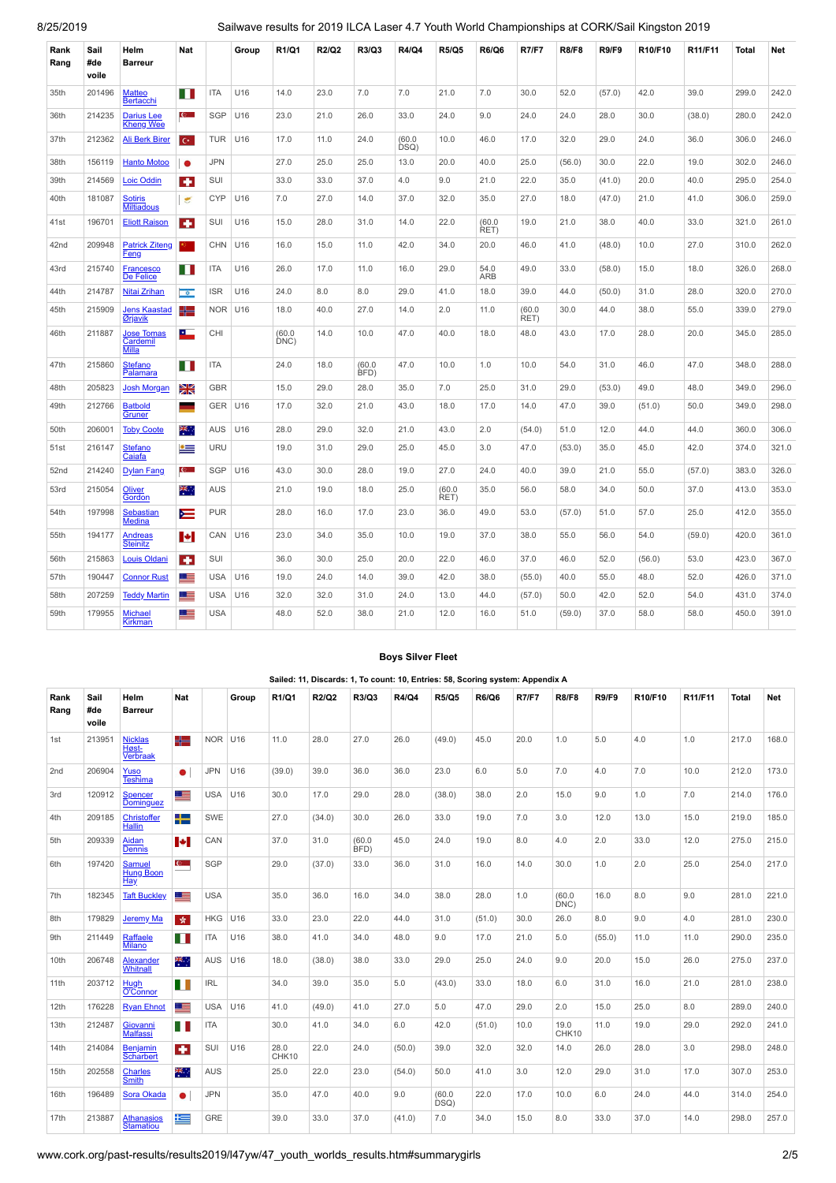| Rank Rang | Sail #de voile | Helm Barreur | Nat | | Group | R1/Q1 | R2/Q2 | R3/Q3 | R4/Q4 | R5/Q5 | R6/Q6 | R7/F7 | R8/F8 | R9/F9 | R10/F10 | R11/F11 | Total | Net |
|---|---|---|---|---|---|---|---|---|---|---|---|---|---|---|---|---|---|---|
| 35th | 201496 | Matteo Bertacchi | | ITA | U16 | 14.0 | 23.0 | 7.0 | 7.0 | 21.0 | 7.0 | 30.0 | 52.0 | (57.0) | 42.0 | 39.0 | 299.0 | 242.0 |
| 36th | 214235 | Darius Lee Kheng Wee | | SGP | U16 | 23.0 | 21.0 | 26.0 | 33.0 | 24.0 | 9.0 | 24.0 | 24.0 | 28.0 | 30.0 | (38.0) | 280.0 | 242.0 |
| 37th | 212362 | Ali Berk Birer | | TUR | U16 | 17.0 | 11.0 | 24.0 | (60.0 DSQ) | 10.0 | 46.0 | 17.0 | 32.0 | 29.0 | 24.0 | 36.0 | 306.0 | 246.0 |
| 38th | 156119 | Hanto Motoo | | JPN | | 27.0 | 25.0 | 25.0 | 13.0 | 20.0 | 40.0 | 25.0 | (56.0) | 30.0 | 22.0 | 19.0 | 302.0 | 246.0 |
| 39th | 214569 | Loic Oddin | | SUI | | 33.0 | 33.0 | 37.0 | 4.0 | 9.0 | 21.0 | 22.0 | 35.0 | (41.0) | 20.0 | 40.0 | 295.0 | 254.0 |
| 40th | 181087 | Sotiris Miltiadous | | CYP | U16 | 7.0 | 27.0 | 14.0 | 37.0 | 32.0 | 35.0 | 27.0 | 18.0 | (47.0) | 21.0 | 41.0 | 306.0 | 259.0 |
| 41st | 196701 | Eliott Raison | | SUI | U16 | 15.0 | 28.0 | 31.0 | 14.0 | 22.0 | (60.0 RET) | 19.0 | 21.0 | 38.0 | 40.0 | 33.0 | 321.0 | 261.0 |
| 42nd | 209948 | Patrick Ziteng Feng | | CHN | U16 | 16.0 | 15.0 | 11.0 | 42.0 | 34.0 | 20.0 | 46.0 | 41.0 | (48.0) | 10.0 | 27.0 | 310.0 | 262.0 |
| 43rd | 215740 | Francesco De Felice | | ITA | U16 | 26.0 | 17.0 | 11.0 | 16.0 | 29.0 | 54.0 ARB | 49.0 | 33.0 | (58.0) | 15.0 | 18.0 | 326.0 | 268.0 |
| 44th | 214787 | Nitai Zrihan | | ISR | U16 | 24.0 | 8.0 | 8.0 | 29.0 | 41.0 | 18.0 | 39.0 | 44.0 | (50.0) | 31.0 | 28.0 | 320.0 | 270.0 |
| 45th | 215909 | Jens Kaastad Ørjavik | | NOR | U16 | 18.0 | 40.0 | 27.0 | 14.0 | 2.0 | 11.0 | (60.0 RET) | 30.0 | 44.0 | 38.0 | 55.0 | 339.0 | 279.0 |
| 46th | 211887 | Jose Tomas Cardemil Milla | | CHI | | (60.0 DNC) | 14.0 | 10.0 | 47.0 | 40.0 | 18.0 | 48.0 | 43.0 | 17.0 | 28.0 | 20.0 | 345.0 | 285.0 |
| 47th | 215860 | Stefano Palamara | | ITA | | 24.0 | 18.0 | (60.0 BFD) | 47.0 | 10.0 | 1.0 | 10.0 | 54.0 | 31.0 | 46.0 | 47.0 | 348.0 | 288.0 |
| 48th | 205823 | Josh Morgan | | GBR | | 15.0 | 29.0 | 28.0 | 35.0 | 7.0 | 25.0 | 31.0 | 29.0 | (53.0) | 49.0 | 48.0 | 349.0 | 296.0 |
| 49th | 212766 | Batbold Gruner | | GER | U16 | 17.0 | 32.0 | 21.0 | 43.0 | 18.0 | 17.0 | 14.0 | 47.0 | 39.0 | (51.0) | 50.0 | 349.0 | 298.0 |
| 50th | 206001 | Toby Coote | | AUS | U16 | 28.0 | 29.0 | 32.0 | 21.0 | 43.0 | 2.0 | (54.0) | 51.0 | 12.0 | 44.0 | 44.0 | 360.0 | 306.0 |
| 51st | 216147 | Stefano Caiafa | | URU | | 19.0 | 31.0 | 29.0 | 25.0 | 45.0 | 3.0 | 47.0 | (53.0) | 35.0 | 45.0 | 42.0 | 374.0 | 321.0 |
| 52nd | 214240 | Dylan Fang | | SGP | U16 | 43.0 | 30.0 | 28.0 | 19.0 | 27.0 | 24.0 | 40.0 | 39.0 | 21.0 | 55.0 | (57.0) | 383.0 | 326.0 |
| 53rd | 215054 | Oliver Gordon | | AUS | | 21.0 | 19.0 | 18.0 | 25.0 | (60.0 RET) | 35.0 | 56.0 | 58.0 | 34.0 | 50.0 | 37.0 | 413.0 | 353.0 |
| 54th | 197998 | Sebastian Medina | | PUR | | 28.0 | 16.0 | 17.0 | 23.0 | 36.0 | 49.0 | 53.0 | (57.0) | 51.0 | 57.0 | 25.0 | 412.0 | 355.0 |
| 55th | 194177 | Andreas Steinitz | | CAN | U16 | 23.0 | 34.0 | 35.0 | 10.0 | 19.0 | 37.0 | 38.0 | 55.0 | 56.0 | 54.0 | (59.0) | 420.0 | 361.0 |
| 56th | 215863 | Louis Oldani | | SUI | | 36.0 | 30.0 | 25.0 | 20.0 | 22.0 | 46.0 | 37.0 | 46.0 | 52.0 | (56.0) | 53.0 | 423.0 | 367.0 |
| 57th | 190447 | Connor Rust | | USA | U16 | 19.0 | 24.0 | 14.0 | 39.0 | 42.0 | 38.0 | (55.0) | 40.0 | 55.0 | 48.0 | 52.0 | 426.0 | 371.0 |
| 58th | 207259 | Teddy Martin | | USA | U16 | 32.0 | 32.0 | 31.0 | 24.0 | 13.0 | 44.0 | (57.0) | 50.0 | 42.0 | 52.0 | 54.0 | 431.0 | 374.0 |
| 59th | 179955 | Michael Kirkman | | USA | | 48.0 | 52.0 | 38.0 | 21.0 | 12.0 | 16.0 | 51.0 | (59.0) | 37.0 | 58.0 | 58.0 | 450.0 | 391.0 |

## Boys Silver Fleet

**Sailed: 11, Discards: 1, To count: 10, Entries: 58, Scoring system: Appendix A**

| Rank Rang | Sail #de voile | Helm Barreur | Nat | | Group | R1/Q1 | R2/Q2 | R3/Q3 | R4/Q4 | R5/Q5 | R6/Q6 | R7/F7 | R8/F8 | R9/F9 | R10/F10 | R11/F11 | Total | Net |
|---|---|---|---|---|---|---|---|---|---|---|---|---|---|---|---|---|---|---|
| 1st | 213951 | Nicklas Høst-Verbraak | | NOR | U16 | 11.0 | 28.0 | 27.0 | 26.0 | (49.0) | 45.0 | 20.0 | 1.0 | 5.0 | 4.0 | 1.0 | 217.0 | 168.0 |
| 2nd | 206904 | Yuso Teshima | | JPN | U16 | (39.0) | 39.0 | 36.0 | 36.0 | 23.0 | 6.0 | 5.0 | 7.0 | 4.0 | 7.0 | 10.0 | 212.0 | 173.0 |
| 3rd | 120912 | Spencer Dominguez | | USA | U16 | 30.0 | 17.0 | 29.0 | 28.0 | (38.0) | 38.0 | 2.0 | 15.0 | 9.0 | 1.0 | 7.0 | 214.0 | 176.0 |
| 4th | 209185 | Christoffer Hallin | | SWE | | 27.0 | (34.0) | 30.0 | 26.0 | 33.0 | 19.0 | 7.0 | 3.0 | 12.0 | 13.0 | 15.0 | 219.0 | 185.0 |
| 5th | 209339 | Aidan Dennis | | CAN | | 37.0 | 31.0 | (60.0 BFD) | 45.0 | 24.0 | 19.0 | 8.0 | 4.0 | 2.0 | 33.0 | 12.0 | 275.0 | 215.0 |
| 6th | 197420 | Samuel Hung Boon Hay | | SGP | | 29.0 | (37.0) | 33.0 | 36.0 | 31.0 | 16.0 | 14.0 | 30.0 | 1.0 | 2.0 | 25.0 | 254.0 | 217.0 |
| 7th | 182345 | Taft Buckley | | USA | | 35.0 | 36.0 | 16.0 | 34.0 | 38.0 | 28.0 | 1.0 | (60.0 DNC) | 16.0 | 8.0 | 9.0 | 281.0 | 221.0 |
| 8th | 179829 | Jeremy Ma | | HKG | U16 | 33.0 | 23.0 | 22.0 | 44.0 | 31.0 | (51.0) | 30.0 | 26.0 | 8.0 | 9.0 | 4.0 | 281.0 | 230.0 |
| 9th | 211449 | Raffaele Milano | | ITA | U16 | 38.0 | 41.0 | 34.0 | 48.0 | 9.0 | 17.0 | 21.0 | 5.0 | (55.0) | 11.0 | 11.0 | 290.0 | 235.0 |
| 10th | 206748 | Alexander Whitnall | | AUS | U16 | 18.0 | (38.0) | 38.0 | 33.0 | 29.0 | 25.0 | 24.0 | 9.0 | 20.0 | 15.0 | 26.0 | 275.0 | 237.0 |
| 11th | 203712 | Hugh O'Connor | | IRL | | 34.0 | 39.0 | 35.0 | 5.0 | (43.0) | 33.0 | 18.0 | 6.0 | 31.0 | 16.0 | 21.0 | 281.0 | 238.0 |
| 12th | 176228 | Ryan Ehnot | | USA | U16 | 41.0 | (49.0) | 41.0 | 27.0 | 5.0 | 47.0 | 29.0 | 2.0 | 15.0 | 25.0 | 8.0 | 289.0 | 240.0 |
| 13th | 212487 | Giovanni Malfassi | | ITA | | 30.0 | 41.0 | 34.0 | 6.0 | 42.0 | (51.0) | 10.0 | 19.0 CHK10 | 11.0 | 19.0 | 29.0 | 292.0 | 241.0 |
| 14th | 214084 | Benjamin Scharbert | | SUI | U16 | 28.0 CHK10 | 22.0 | 24.0 | (50.0) | 39.0 | 32.0 | 32.0 | 14.0 | 26.0 | 28.0 | 3.0 | 298.0 | 248.0 |
| 15th | 202558 | Charles Smith | | AUS | | 25.0 | 22.0 | 23.0 | (54.0) | 50.0 | 41.0 | 3.0 | 12.0 | 29.0 | 31.0 | 17.0 | 307.0 | 253.0 |
| 16th | 196489 | Sora Okada | | JPN | | 35.0 | 47.0 | 40.0 | 9.0 | (60.0 DSQ) | 22.0 | 17.0 | 10.0 | 6.0 | 24.0 | 44.0 | 314.0 | 254.0 |
| 17th | 213887 | Athanasios Stamatiou | | GRE | | 39.0 | 33.0 | 37.0 | (41.0) | 7.0 | 34.0 | 15.0 | 8.0 | 33.0 | 37.0 | 14.0 | 298.0 | 257.0 |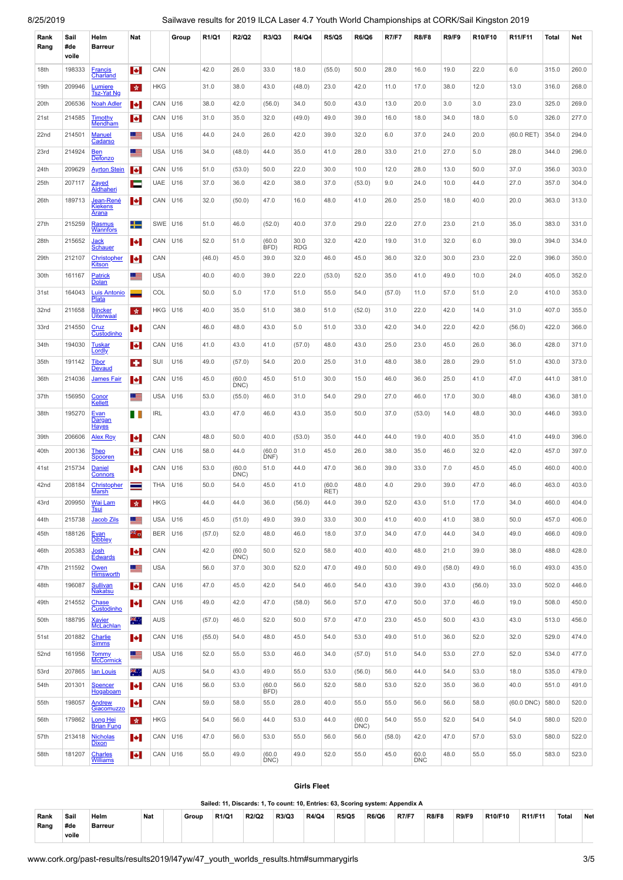| Rank<br>Rang | Sail<br>#de<br>voile | Helm<br>Barreur | Nat | | Group | R1/Q1 | R2/Q2 | R3/Q3 | R4/Q4 | R5/Q5 | R6/Q6 | R7/F7 | R8/F8 | R9/F9 | R10/F10 | R11/F11 | Total | Net |
|---|---|---|---|---|---|---|---|---|---|---|---|---|---|---|---|---|---|---|
| 18th | 198333 | Francis Charland | | CAN | | 42.0 | 26.0 | 33.0 | 18.0 | (55.0) | 50.0 | 28.0 | 16.0 | 19.0 | 22.0 | 6.0 | 315.0 | 260.0 |
| 19th | 209946 | Lumiere Tsz-Yat Ng | | HKG | | 31.0 | 38.0 | 43.0 | (48.0) | 23.0 | 42.0 | 11.0 | 17.0 | 38.0 | 12.0 | 13.0 | 316.0 | 268.0 |
| 20th | 206536 | Noah Adler | | CAN | U16 | 38.0 | 42.0 | (56.0) | 34.0 | 50.0 | 43.0 | 13.0 | 20.0 | 3.0 | 3.0 | 23.0 | 325.0 | 269.0 |
| 21st | 214585 | Timothy Mendham | | CAN | U16 | 31.0 | 35.0 | 32.0 | (49.0) | 49.0 | 39.0 | 16.0 | 18.0 | 34.0 | 18.0 | 5.0 | 326.0 | 277.0 |
| 22nd | 214501 | Manuel Cadarso | | USA | U16 | 44.0 | 24.0 | 26.0 | 42.0 | 39.0 | 32.0 | 6.0 | 37.0 | 24.0 | 20.0 | (60.0 RET) | 354.0 | 294.0 |
| 23rd | 214924 | Ben Defonzo | | USA | U16 | 34.0 | (48.0) | 44.0 | 35.0 | 41.0 | 28.0 | 33.0 | 21.0 | 27.0 | 5.0 | 28.0 | 344.0 | 296.0 |
| 24th | 209629 | Ayrton Stein | | CAN | U16 | 51.0 | (53.0) | 50.0 | 22.0 | 30.0 | 10.0 | 12.0 | 28.0 | 13.0 | 50.0 | 37.0 | 356.0 | 303.0 |
| 25th | 207117 | Zayed Aldhaheri | | UAE | U16 | 37.0 | 36.0 | 42.0 | 38.0 | 37.0 | (53.0) | 9.0 | 24.0 | 10.0 | 44.0 | 27.0 | 357.0 | 304.0 |
| 26th | 189713 | Jean-René Kiekens Arana | | CAN | U16 | 32.0 | (50.0) | 47.0 | 16.0 | 48.0 | 41.0 | 26.0 | 25.0 | 18.0 | 40.0 | 20.0 | 363.0 | 313.0 |
| 27th | 215259 | Rasmus Wannfors | | SWE | U16 | 51.0 | 46.0 | (52.0) | 40.0 | 37.0 | 29.0 | 22.0 | 27.0 | 23.0 | 21.0 | 35.0 | 383.0 | 331.0 |
| 28th | 215652 | Jack Schauer | | CAN | U16 | 52.0 | 51.0 | (60.0 BFD) | 30.0 RDG | 32.0 | 42.0 | 19.0 | 31.0 | 32.0 | 6.0 | 39.0 | 394.0 | 334.0 |
| 29th | 212107 | Christopher Kitson | | CAN | | (46.0) | 45.0 | 39.0 | 32.0 | 46.0 | 45.0 | 36.0 | 32.0 | 30.0 | 23.0 | 22.0 | 396.0 | 350.0 |
| 30th | 161167 | Patrick Dolan | | USA | | 40.0 | 40.0 | 39.0 | 22.0 | (53.0) | 52.0 | 35.0 | 41.0 | 49.0 | 10.0 | 24.0 | 405.0 | 352.0 |
| 31st | 164043 | Luis Antonio Plata | | COL | | 50.0 | 5.0 | 17.0 | 51.0 | 55.0 | 54.0 | (57.0) | 11.0 | 57.0 | 51.0 | 2.0 | 410.0 | 353.0 |
| 32nd | 211658 | Bincker Uiterwaal | | HKG | U16 | 40.0 | 35.0 | 51.0 | 38.0 | 51.0 | (52.0) | 31.0 | 22.0 | 42.0 | 14.0 | 31.0 | 407.0 | 355.0 |
| 33rd | 214550 | Cruz Custodinho | | CAN | | 46.0 | 48.0 | 43.0 | 5.0 | 51.0 | 33.0 | 42.0 | 34.0 | 22.0 | 42.0 | (56.0) | 422.0 | 366.0 |
| 34th | 194030 | Tuskar Lordly | | CAN | U16 | 41.0 | 43.0 | 41.0 | (57.0) | 48.0 | 43.0 | 25.0 | 23.0 | 45.0 | 26.0 | 36.0 | 428.0 | 371.0 |
| 35th | 191142 | Tibor Devaud | | SUI | U16 | 49.0 | (57.0) | 54.0 | 20.0 | 25.0 | 31.0 | 48.0 | 38.0 | 28.0 | 29.0 | 51.0 | 430.0 | 373.0 |
| 36th | 214036 | James Fair | | CAN | U16 | 45.0 | (60.0 DNC) | 45.0 | 51.0 | 30.0 | 15.0 | 46.0 | 36.0 | 25.0 | 41.0 | 47.0 | 441.0 | 381.0 |
| 37th | 156950 | Conor Kellett | | USA | U16 | 53.0 | (55.0) | 46.0 | 31.0 | 54.0 | 29.0 | 27.0 | 46.0 | 17.0 | 30.0 | 48.0 | 436.0 | 381.0 |
| 38th | 195270 | Evan Dargan Hayes | | IRL | | 43.0 | 47.0 | 46.0 | 43.0 | 35.0 | 50.0 | 37.0 | (53.0) | 14.0 | 48.0 | 30.0 | 446.0 | 393.0 |
| 39th | 206606 | Alex Roy | | CAN | | 48.0 | 50.0 | 40.0 | (53.0) | 35.0 | 44.0 | 44.0 | 19.0 | 40.0 | 35.0 | 41.0 | 449.0 | 396.0 |
| 40th | 200136 | Theo Spooren | | CAN | U16 | 58.0 | 44.0 | (60.0 DNF) | 31.0 | 45.0 | 26.0 | 38.0 | 35.0 | 46.0 | 32.0 | 42.0 | 457.0 | 397.0 |
| 41st | 215734 | Daniel Connors | | CAN | U16 | 53.0 | (60.0 DNC) | 51.0 | 44.0 | 47.0 | 36.0 | 39.0 | 33.0 | 7.0 | 45.0 | 45.0 | 460.0 | 400.0 |
| 42nd | 208184 | Christopher Marsh | | THA | U16 | 50.0 | 54.0 | 45.0 | 41.0 | (60.0 RET) | 48.0 | 4.0 | 29.0 | 39.0 | 47.0 | 46.0 | 463.0 | 403.0 |
| 43rd | 209950 | Wai Lam Tsui | | HKG | | 44.0 | 44.0 | 36.0 | (56.0) | 44.0 | 39.0 | 52.0 | 43.0 | 51.0 | 17.0 | 34.0 | 460.0 | 404.0 |
| 44th | 215738 | Jacob Zils | | USA | U16 | 45.0 | (51.0) | 49.0 | 39.0 | 33.0 | 30.0 | 41.0 | 40.0 | 41.0 | 38.0 | 50.0 | 457.0 | 406.0 |
| 45th | 188126 | Evan Dibbley | | BER | U16 | (57.0) | 52.0 | 48.0 | 46.0 | 18.0 | 37.0 | 34.0 | 47.0 | 44.0 | 34.0 | 49.0 | 466.0 | 409.0 |
| 46th | 205383 | Josh Edwards | | CAN | | 42.0 | (60.0 DNC) | 50.0 | 52.0 | 58.0 | 40.0 | 40.0 | 48.0 | 21.0 | 39.0 | 38.0 | 488.0 | 428.0 |
| 47th | 211592 | Owen Himsworth | | USA | | 56.0 | 37.0 | 30.0 | 52.0 | 47.0 | 49.0 | 50.0 | 49.0 | (58.0) | 49.0 | 16.0 | 493.0 | 435.0 |
| 48th | 196087 | Sullivan Nakatsu | | CAN | U16 | 47.0 | 45.0 | 42.0 | 54.0 | 46.0 | 54.0 | 43.0 | 39.0 | 43.0 | (56.0) | 33.0 | 502.0 | 446.0 |
| 49th | 214552 | Chase Custodinho | | CAN | U16 | 49.0 | 42.0 | 47.0 | (58.0) | 56.0 | 57.0 | 47.0 | 50.0 | 37.0 | 46.0 | 19.0 | 508.0 | 450.0 |
| 50th | 188795 | Xavier McLachlan | | AUS | | (57.0) | 46.0 | 52.0 | 50.0 | 57.0 | 47.0 | 23.0 | 45.0 | 50.0 | 43.0 | 43.0 | 513.0 | 456.0 |
| 51st | 201882 | Charlie Simms | | CAN | U16 | (55.0) | 54.0 | 48.0 | 45.0 | 54.0 | 53.0 | 49.0 | 51.0 | 36.0 | 52.0 | 32.0 | 529.0 | 474.0 |
| 52nd | 161956 | Tommy McCormick | | USA | U16 | 52.0 | 55.0 | 53.0 | 46.0 | 34.0 | (57.0) | 51.0 | 54.0 | 53.0 | 27.0 | 52.0 | 534.0 | 477.0 |
| 53rd | 207865 | Ian Louis | | AUS | | 54.0 | 43.0 | 49.0 | 55.0 | 53.0 | (56.0) | 56.0 | 44.0 | 54.0 | 53.0 | 18.0 | 535.0 | 479.0 |
| 54th | 201301 | Spencer Hogaboam | | CAN | U16 | 56.0 | 53.0 | (60.0 BFD) | 56.0 | 52.0 | 58.0 | 53.0 | 52.0 | 35.0 | 36.0 | 40.0 | 551.0 | 491.0 |
| 55th | 198057 | Andrew Giacomuzzo | | CAN | | 59.0 | 58.0 | 55.0 | 28.0 | 40.0 | 55.0 | 55.0 | 56.0 | 56.0 | 58.0 | (60.0 DNC) | 580.0 | 520.0 |
| 56th | 179862 | Long Hei Brian Fung | | HKG | | 54.0 | 56.0 | 44.0 | 53.0 | 44.0 | (60.0 DNC) | 54.0 | 55.0 | 52.0 | 54.0 | 54.0 | 580.0 | 520.0 |
| 57th | 213418 | Nicholas Dixon | | CAN | U16 | 47.0 | 56.0 | 53.0 | 55.0 | 56.0 | 56.0 | (58.0) | 42.0 | 47.0 | 57.0 | 53.0 | 580.0 | 522.0 |
| 58th | 181207 | Charles Williams | | CAN | U16 | 55.0 | 49.0 | (60.0 DNC) | 49.0 | 52.0 | 55.0 | 45.0 | 60.0 DNC | 48.0 | 55.0 | 55.0 | 583.0 | 523.0 |

## Girls Fleet

Sailed: 11, Discards: 1, To count: 10, Entries: 63, Scoring system: Appendix A

| Rank<br>Rang | Sail<br>#de<br>voile | Helm<br>Barreur | Nat | | Group | R1/Q1 | R2/Q2 | R3/Q3 | R4/Q4 | R5/Q5 | R6/Q6 | R7/F7 | R8/F8 | R9/F9 | R10/F10 | R11/F11 | Total | Net |
|---|---|---|---|---|---|---|---|---|---|---|---|---|---|---|---|---|---|---|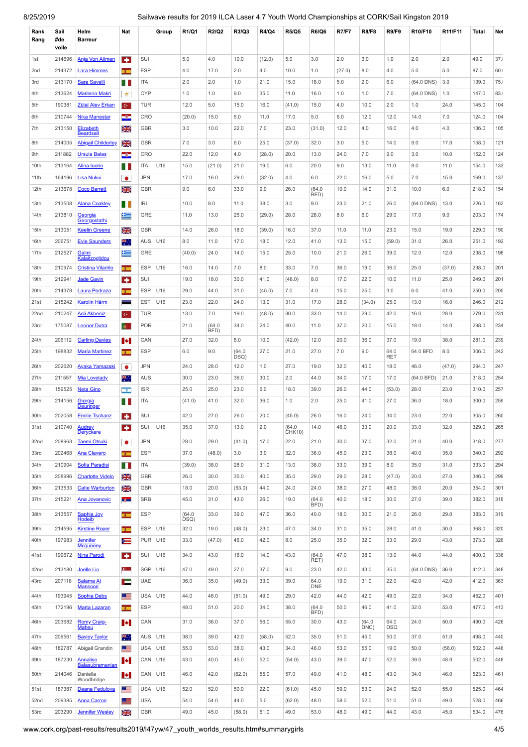| Rank Rang | Sail #de voile | Helm Barreur | Nat | | Group | R1/Q1 | R2/Q2 | R3/Q3 | R4/Q4 | R5/Q5 | R6/Q6 | R7/F7 | R8/F8 | R9/F9 | R10/F10 | R11/F11 | Total | Net |
|---|---|---|---|---|---|---|---|---|---|---|---|---|---|---|---|---|---|---|
| 1st | 214696 | Anja Von Allmen | | SUI | | 5.0 | 4.0 | 10.0 | (12.0) | 5.0 | 3.0 | 2.0 | 3.0 | 1.0 | 2.0 | 2.0 | 49.0 | 37.( |
| 2nd | 214372 | Lara Himmes | | ESP | | 4.0 | 17.0 | 2.0 | 4.0 | 10.0 | 1.0 | (27.0) | 8.0 | 4.0 | 5.0 | 5.0 | 87.0 | 60.( |
| 3rd | 213170 | Sara Savelli | | ITA | | 2.0 | 2.0 | 1.0 | 21.0 | 15.0 | 18.0 | 5.0 | 2.0 | 6.0 | (64.0 DNS) | 3.0 | 139.0 | 75.( |
| 4th | 213624 | Marilena Makri | | CYP | | 1.0 | 1.0 | 9.0 | 35.0 | 11.0 | 16.0 | 1.0 | 1.0 | 7.0 | (64.0 DNS) | 1.0 | 147.0 | 83.( |
| 5th | 190381 | Zülal Alev Erkan | | TUR | | 12.0 | 5.0 | 15.0 | 16.0 | (41.0) | 15.0 | 4.0 | 10.0 | 2.0 | 1.0 | 24.0 | 145.0 | 104 |
| 6th | 210744 | Nika Manestar | | CRO | | (20.0) | 15.0 | 5.0 | 11.0 | 17.0 | 5.0 | 6.0 | 12.0 | 12.0 | 14.0 | 7.0 | 124.0 | 104 |
| 7th | 213150 | Elizabeth Beardsall | | GBR | | 3.0 | 10.0 | 22.0 | 7.0 | 23.0 | (31.0) | 12.0 | 4.0 | 16.0 | 4.0 | 4.0 | 136.0 | 105 |
| 8th | 214005 | Abigail Childerley | | GBR | | 7.0 | 3.0 | 6.0 | 25.0 | (37.0) | 32.0 | 3.0 | 5.0 | 14.0 | 9.0 | 17.0 | 158.0 | 121 |
| 9th | 211882 | Ursula Balas | | CRO | | 22.0 | 12.0 | 4.0 | (28.0) | 20.0 | 13.0 | 24.0 | 7.0 | 9.0 | 3.0 | 10.0 | 152.0 | 124 |
| 10th | 213164 | Alina Iuorio | | ITA | U16 | 15.0 | (21.0) | 21.0 | 19.0 | 6.0 | 20.0 | 9.0 | 13.0 | 11.0 | 8.0 | 11.0 | 154.0 | 133 |
| 11th | 164196 | Lisa Nukui | | JPN | | 17.0 | 16.0 | 29.0 | (32.0) | 4.0 | 6.0 | 22.0 | 16.0 | 5.0 | 7.0 | 15.0 | 169.0 | 137 |
| 12th | 213678 | Coco Barrett | | GBR | | 9.0 | 6.0 | 33.0 | 9.0 | 26.0 | (64.0 BFD) | 10.0 | 14.0 | 31.0 | 10.0 | 6.0 | 218.0 | 154 |
| 13th | 213508 | Alana Coakley | | IRL | | 10.0 | 8.0 | 11.0 | 38.0 | 3.0 | 9.0 | 23.0 | 21.0 | 26.0 | (64.0 DNS) | 13.0 | 226.0 | 162 |
| 14th | 213810 | Georgia Georgostathi | | GRE | | 11.0 | 13.0 | 25.0 | (29.0) | 28.0 | 28.0 | 8.0 | 6.0 | 29.0 | 17.0 | 9.0 | 203.0 | 174 |
| 15th | 213051 | Keelin Greene | | GBR | | 14.0 | 26.0 | 18.0 | (39.0) | 16.0 | 37.0 | 11.0 | 11.0 | 23.0 | 15.0 | 19.0 | 229.0 | 190 |
| 16th | 206751 | Evie Saunders | | AUS | U16 | 8.0 | 11.0 | 17.0 | 18.0 | 12.0 | 41.0 | 13.0 | 15.0 | (59.0) | 31.0 | 26.0 | 251.0 | 192 |
| 17th | 212527 | Galini Kalaitzoglidou | | GRE | | (40.0) | 24.0 | 14.0 | 15.0 | 25.0 | 10.0 | 21.0 | 26.0 | 39.0 | 12.0 | 12.0 | 238.0 | 198 |
| 18th | 210974 | Cristina Vilariño | | ESP | U16 | 16.0 | 14.0 | 7.0 | 8.0 | 33.0 | 7.0 | 36.0 | 19.0 | 36.0 | 25.0 | (37.0) | 238.0 | 201 |
| 19th | 212941 | Jade Gavin | | SUI | | 19.0 | 18.0 | 30.0 | 41.0 | (48.0) | 8.0 | 17.0 | 22.0 | 10.0 | 11.0 | 25.0 | 249.0 | 201 |
| 20th | 214378 | Laura Pedraza | | ESP | U16 | 29.0 | 44.0 | 31.0 | (45.0) | 7.0 | 4.0 | 15.0 | 25.0 | 3.0 | 6.0 | 41.0 | 250.0 | 205 |
| 21st | 215242 | Karolin Härm | | EST | U16 | 23.0 | 22.0 | 24.0 | 13.0 | 31.0 | 17.0 | 28.0 | (34.0) | 25.0 | 13.0 | 16.0 | 246.0 | 212 |
| 22nd | 210247 | Asli Akbeniz | | TUR | | 13.0 | 7.0 | 19.0 | (48.0) | 30.0 | 33.0 | 14.0 | 29.0 | 42.0 | 16.0 | 28.0 | 279.0 | 231 |
| 23rd | 175087 | Leonor Dutra | | POR | | 21.0 | (64.0 BFD) | 34.0 | 24.0 | 40.0 | 11.0 | 37.0 | 20.0 | 15.0 | 18.0 | 14.0 | 298.0 | 234 |
| 24th | 206112 | Carling Davies | | CAN | | 27.0 | 32.0 | 8.0 | 10.0 | (42.0) | 12.0 | 20.0 | 36.0 | 37.0 | 19.0 | 38.0 | 281.0 | 239 |
| 25th | 198832 | María Martinez | | ESP | | 6.0 | 9.0 | (64.0 DSQ) | 27.0 | 21.0 | 27.0 | 7.0 | 9.0 | 64.0 RET | 64.0 BFD | 8.0 | 306.0 | 242 |
| 26th | 202620 | Ayaka Yamazaki | | JPN | | 24.0 | 28.0 | 12.0 | 1.0 | 27.0 | 19.0 | 32.0 | 40.0 | 18.0 | 46.0 | (47.0) | 294.0 | 247 |
| 27th | 211557 | Mia Lovelady | | AUS | | 30.0 | 23.0 | 36.0 | 30.0 | 2.0 | 44.0 | 34.0 | 17.0 | 17.0 | (64.0 BFD) | 21.0 | 318.0 | 254 |
| 28th | 159525 | Neta Gino | | ISR | | 25.0 | 25.0 | 23.0 | 6.0 | 18.0 | 39.0 | 26.0 | 44.0 | (53.0) | 28.0 | 23.0 | 310.0 | 257 |
| 29th | 214156 | Giorgia Deuringer | | ITA | | (41.0) | 41.0 | 32.0 | 36.0 | 1.0 | 2.0 | 25.0 | 41.0 | 27.0 | 36.0 | 18.0 | 300.0 | 259 |
| 30th | 202058 | Emilie Tschanz | | SUI | | 42.0 | 27.0 | 26.0 | 20.0 | (45.0) | 26.0 | 16.0 | 24.0 | 34.0 | 23.0 | 22.0 | 305.0 | 260 |
| 31st | 210740 | Audrey Deryckere | | SUI | U16 | 35.0 | 37.0 | 13.0 | 2.0 | (64.0 CHK10) | 14.0 | 46.0 | 33.0 | 20.0 | 33.0 | 32.0 | 329.0 | 265 |
| 32nd | 208963 | Taemi Otsuki | | JPN | | 28.0 | 29.0 | (41.0) | 17.0 | 22.0 | 21.0 | 30.0 | 37.0 | 32.0 | 21.0 | 40.0 | 318.0 | 277 |
| 33rd | 202468 | Ana Clavero | | ESP | | 37.0 | (48.0) | 3.0 | 3.0 | 32.0 | 36.0 | 45.0 | 23.0 | 38.0 | 40.0 | 35.0 | 340.0 | 292 |
| 34th | 210904 | Sofia Paradisi | | ITA | | (39.0) | 38.0 | 28.0 | 31.0 | 13.0 | 38.0 | 33.0 | 39.0 | 8.0 | 35.0 | 31.0 | 333.0 | 294 |
| 35th | 208996 | Charlotte Videlo | | GBR | | 26.0 | 30.0 | 35.0 | 40.0 | 35.0 | 29.0 | 29.0 | 28.0 | (47.0) | 20.0 | 27.0 | 346.0 | 299 |
| 36th | 213533 | Catie Warburton | | GBR | | 18.0 | 20.0 | (53.0) | 44.0 | 24.0 | 24.0 | 38.0 | 27.0 | 48.0 | 38.0 | 20.0 | 354.0 | 301 |
| 37th | 215221 | Ana Jovanovic | | SRB | | 45.0 | 31.0 | 43.0 | 26.0 | 19.0 | (64.0 BFD) | 40.0 | 18.0 | 30.0 | 27.0 | 39.0 | 382.0 | 318 |
| 38th | 213557 | Saphia Joy Hodeib | | ESP | | (64.0 DSQ) | 33.0 | 39.0 | 47.0 | 36.0 | 40.0 | 18.0 | 30.0 | 21.0 | 26.0 | 29.0 | 383.0 | 319 |
| 39th | 214595 | Kirstine Roper | | ESP | U16 | 32.0 | 19.0 | (48.0) | 23.0 | 47.0 | 34.0 | 31.0 | 35.0 | 28.0 | 41.0 | 30.0 | 368.0 | 320 |
| 40th | 197983 | Jennifer Mcqueeny | | PUR | U16 | 33.0 | (47.0) | 46.0 | 42.0 | 8.0 | 25.0 | 35.0 | 32.0 | 33.0 | 29.0 | 43.0 | 373.0 | 326 |
| 41st | 199672 | Nina Parodi | | SUI | U16 | 34.0 | 43.0 | 16.0 | 14.0 | 43.0 | (64.0 RET) | 47.0 | 38.0 | 13.0 | 44.0 | 44.0 | 400.0 | 336 |
| 42nd | 213180 | Joelle Lio | | SGP | U16 | 47.0 | 49.0 | 27.0 | 37.0 | 9.0 | 23.0 | 42.0 | 43.0 | 35.0 | (64.0 DNS) | 36.0 | 412.0 | 348 |
| 43rd | 207118 | Salama Al Mansoori | | UAE | | 36.0 | 35.0 | (49.0) | 33.0 | 39.0 | 64.0 DNE | 19.0 | 31.0 | 22.0 | 42.0 | 42.0 | 412.0 | 363 |
| 44th | 193945 | Sophia Debs | | USA | U16 | 44.0 | 46.0 | (51.0) | 49.0 | 29.0 | 42.0 | 44.0 | 42.0 | 49.0 | 22.0 | 34.0 | 452.0 | 401 |
| 45th | 172196 | Marta Lazaran | | ESP | | 48.0 | 51.0 | 20.0 | 34.0 | 38.0 | (64.0 BFD) | 50.0 | 46.0 | 41.0 | 32.0 | 53.0 | 477.0 | 413 |
| 46th | 203682 | Romy Craig-Maheu | | CAN | | 31.0 | 36.0 | 37.0 | 56.0 | 55.0 | 30.0 | 43.0 | (64.0 DNC) | 64.0 DSQ | 24.0 | 50.0 | 490.0 | 426 |
| 47th | 209561 | Bayley Taylor | | AUS | U16 | 38.0 | 39.0 | 42.0 | (58.0) | 52.0 | 35.0 | 51.0 | 45.0 | 50.0 | 37.0 | 51.0 | 498.0 | 440 |
| 48th | 182787 | Abigail Grandin | | USA | U16 | 55.0 | 53.0 | 38.0 | 43.0 | 34.0 | 46.0 | 53.0 | 55.0 | 19.0 | 50.0 | (56.0) | 502.0 | 446 |
| 49th | 187230 | Annalise Balasubramanian | | CAN | U16 | 43.0 | 40.0 | 45.0 | 52.0 | (54.0) | 43.0 | 39.0 | 47.0 | 52.0 | 39.0 | 48.0 | 502.0 | 448 |
| 50th | 214046 | Daniella Woodbridge | | CAN | U16 | 46.0 | 42.0 | (62.0) | 55.0 | 57.0 | 49.0 | 41.0 | 48.0 | 43.0 | 34.0 | 46.0 | 523.0 | 461 |
| 51st | 187387 | Deana Fedulova | | USA | U16 | 52.0 | 52.0 | 50.0 | 22.0 | (61.0) | 45.0 | 59.0 | 53.0 | 24.0 | 52.0 | 55.0 | 525.0 | 464 |
| 52nd | 209385 | Anna Carron | | USA | | 54.0 | 54.0 | 44.0 | 5.0 | (62.0) | 48.0 | 58.0 | 52.0 | 51.0 | 51.0 | 49.0 | 528.0 | 466 |
| 53rd | 203290 | Jennifer Wesley | | GBR | | 49.0 | 45.0 | (58.0) | 51.0 | 49.0 | 53.0 | 48.0 | 49.0 | 44.0 | 43.0 | 45.0 | 534.0 | 476 |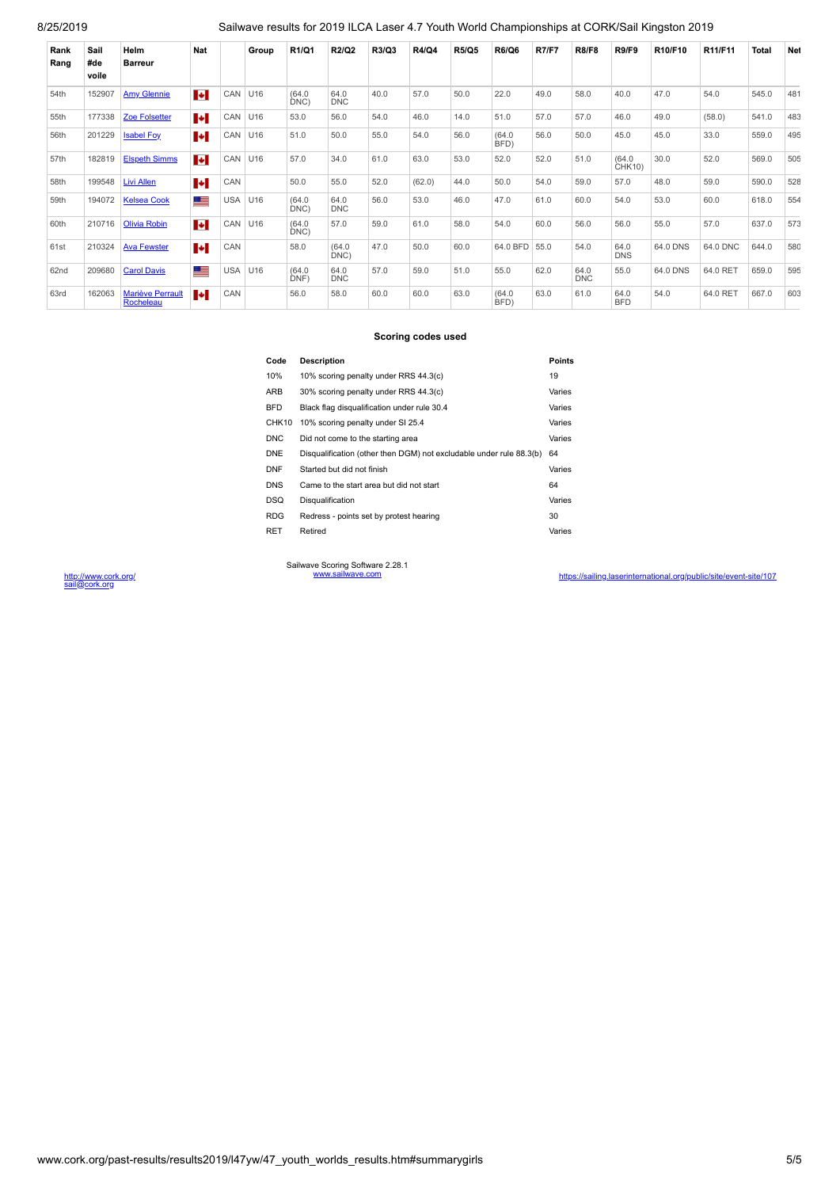| Rank Rang | Sail #de voile | Helm Barreur | Nat | | Group | R1/Q1 | R2/Q2 | R3/Q3 | R4/Q4 | R5/Q5 | R6/Q6 | R7/F7 | R8/F8 | R9/F9 | R10/F10 | R11/F11 | Total | Net |
|---|---|---|---|---|---|---|---|---|---|---|---|---|---|---|---|---|---|---|
| 54th | 152907 | Amy Glennie | | CAN | U16 | (64.0 DNC) | 64.0 DNC | 40.0 | 57.0 | 50.0 | 22.0 | 49.0 | 58.0 | 40.0 | 47.0 | 54.0 | 545.0 | 481 |
| 55th | 177338 | Zoe Folsetter | | CAN | U16 | 53.0 | 56.0 | 54.0 | 46.0 | 14.0 | 51.0 | 57.0 | 57.0 | 46.0 | 49.0 | (58.0) | 541.0 | 483 |
| 56th | 201229 | Isabel Foy | | CAN | U16 | 51.0 | 50.0 | 55.0 | 54.0 | 56.0 | (64.0 BFD) | 56.0 | 50.0 | 45.0 | 45.0 | 33.0 | 559.0 | 495 |
| 57th | 182819 | Elspeth Simms | | CAN | U16 | 57.0 | 34.0 | 61.0 | 63.0 | 53.0 | 52.0 | 52.0 | 51.0 | (64.0 CHK10) | 30.0 | 52.0 | 569.0 | 505 |
| 58th | 199548 | Livi Allen | | CAN | | 50.0 | 55.0 | 52.0 | (62.0) | 44.0 | 50.0 | 54.0 | 59.0 | 57.0 | 48.0 | 59.0 | 590.0 | 528 |
| 59th | 194072 | Kelsea Cook | | USA | U16 | (64.0 DNC) | 64.0 DNC | 56.0 | 53.0 | 46.0 | 47.0 | 61.0 | 60.0 | 54.0 | 53.0 | 60.0 | 618.0 | 554 |
| 60th | 210716 | Olivia Robin | | CAN | U16 | (64.0 DNC) | 57.0 | 59.0 | 61.0 | 58.0 | 54.0 | 60.0 | 56.0 | 56.0 | 55.0 | 57.0 | 637.0 | 573 |
| 61st | 210324 | Ava Fewster | | CAN | | 58.0 | (64.0 DNC) | 47.0 | 50.0 | 60.0 | 64.0 BFD | 55.0 | 54.0 | 64.0 DNS | 64.0 DNS | 64.0 DNC | 644.0 | 580 |
| 62nd | 209680 | Carol Davis | | USA | U16 | (64.0 DNF) | 64.0 DNC | 57.0 | 59.0 | 51.0 | 55.0 | 62.0 | 64.0 DNC | 55.0 | 64.0 DNS | 64.0 RET | 659.0 | 595 |
| 63rd | 162063 | Mariève Perrault Rocheleau | | CAN | | 56.0 | 58.0 | 60.0 | 60.0 | 63.0 | (64.0 BFD) | 63.0 | 61.0 | 64.0 BFD | 54.0 | 64.0 RET | 667.0 | 603 |

### Scoring codes used

| Code | Description | Points |
|---|---|---|
| 10% | 10% scoring penalty under RRS 44.3(c) | 19 |
| ARB | 30% scoring penalty under RRS 44.3(c) | Varies |
| BFD | Black flag disqualification under rule 30.4 | Varies |
| CHK10 | 10% scoring penalty under SI 25.4 | Varies |
| DNC | Did not come to the starting area | Varies |
| DNE | Disqualification (other then DGM) not excludable under rule 88.3(b) | 64 |
| DNF | Started but did not finish | Varies |
| DNS | Came to the start area but did not start | 64 |
| DSQ | Disqualification | Varies |
| RDG | Redress - points set by protest hearing | 30 |
| RET | Retired | Varies |

Sailwave Scoring Software 2.28.1
www.sailwave.com

http://www.cork.org/
sail@cork.org

https://sailing.laserinternational.org/public/site/event-site/107